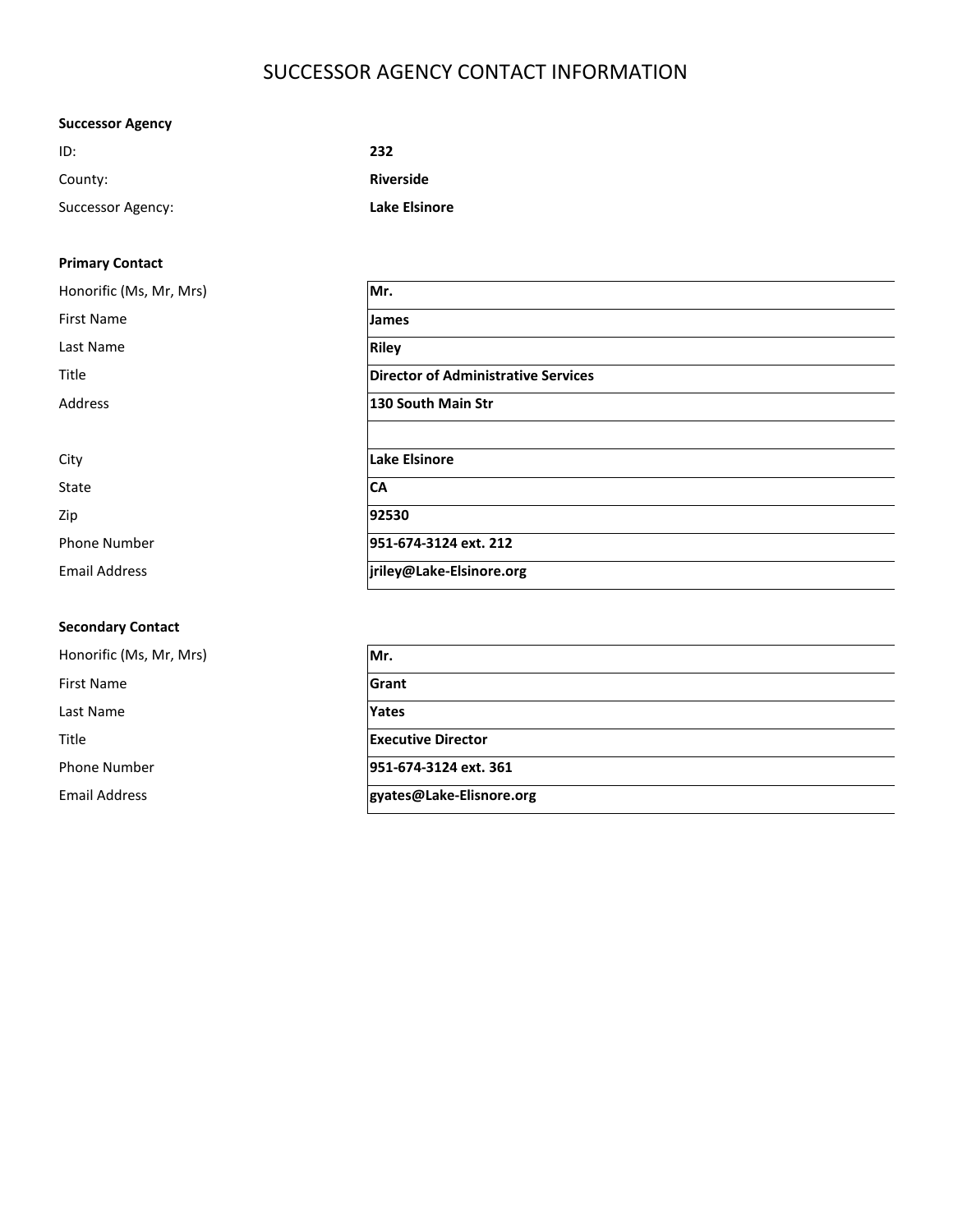# SUCCESSOR AGENCY CONTACT INFORMATION

**Successor Agency**

| | |
|---|---|
| ID: | **232** |
| County: | **Riverside** |
| Successor Agency: | **Lake Elsinore** |

**Primary Contact**

| | |
|---|---|
| Honorific (Ms, Mr, Mrs) | **Mr.** |
| First Name | **James** |
| Last Name | **Riley** |
| Title | **Director of Administrative Services** |
| Address | **130 South Main Str** |
| | |
| City | **Lake Elsinore** |
| State | **CA** |
| Zip | **92530** |
| Phone Number | **951-674-3124 ext. 212** |
| Email Address | **jriley@Lake-Elsinore.org** |

**Secondary Contact**

| | |
|---|---|
| Honorific (Ms, Mr, Mrs) | **Mr.** |
| First Name | **Grant** |
| Last Name | **Yates** |
| Title | **Executive Director** |
| Phone Number | **951-674-3124 ext. 361** |
| Email Address | **gyates@Lake-Elisnore.org** |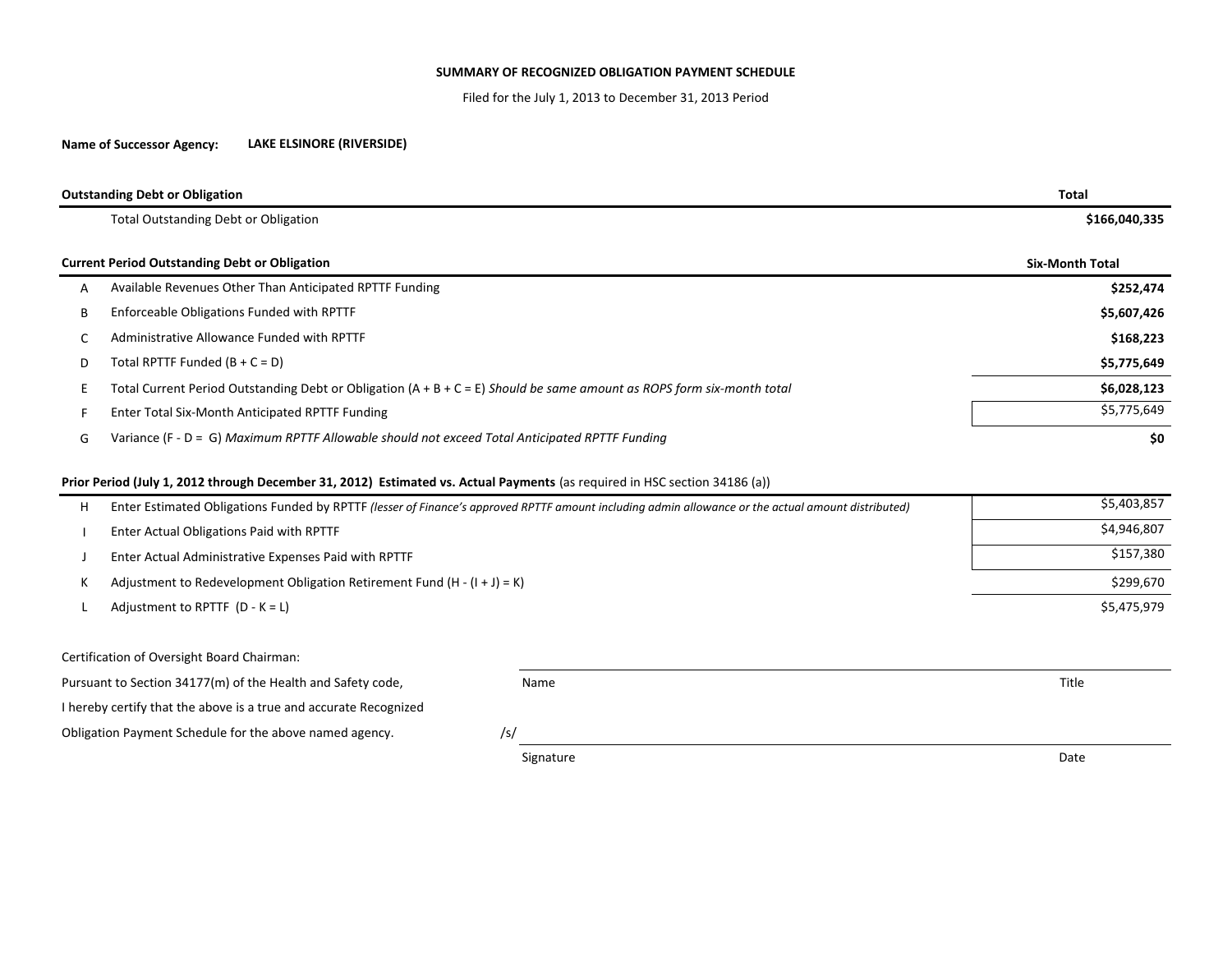**SUMMARY OF RECOGNIZED OBLIGATION PAYMENT SCHEDULE**

Filed for the July 1, 2013 to December 31, 2013 Period

**Name of Successor Agency:** **LAKE ELSINORE (RIVERSIDE)**

| **Outstanding Debt or Obligation** | | **Total** |
|---|---|---|
| | Total Outstanding Debt or Obligation | **$166,040,335** |

| **Current Period Outstanding Debt or Obligation** | | **Six-Month Total** |
|---|---|---|
| A | Available Revenues Other Than Anticipated RPTTF Funding | **$252,474** |
| B | Enforceable Obligations Funded with RPTTF | **$5,607,426** |
| C | Administrative Allowance Funded with RPTTF | **$168,223** |
| D | Total RPTTF Funded (B + C = D) | **$5,775,649** |
| E | Total Current Period Outstanding Debt or Obligation (A + B + C = E) *Should be same amount as ROPS form six-month total* | **$6,028,123** |
| F | Enter Total Six-Month Anticipated RPTTF Funding | $5,775,649 |
| G | Variance (F - D = G) *Maximum RPTTF Allowable should not exceed Total Anticipated RPTTF Funding* | **$0** |

| **Prior Period (July 1, 2012 through December 31, 2012) Estimated vs. Actual Payments** (as required in HSC section 34186 (a)) | | |
|---|---|---|
| H | Enter Estimated Obligations Funded by RPTTF *(lesser of Finance's approved RPTTF amount including admin allowance or the actual amount distributed)* | $5,403,857 |
| I | Enter Actual Obligations Paid with RPTTF | $4,946,807 |
| J | Enter Actual Administrative Expenses Paid with RPTTF | $157,380 |
| K | Adjustment to Redevelopment Obligation Retirement Fund (H - (I + J) = K) | $299,670 |
| L | Adjustment to RPTTF (D - K = L) | $5,475,979 |

Certification of Oversight Board Chairman:

Pursuant to Section 34177(m) of the Health and Safety code, I hereby certify that the above is a true and accurate Recognized Obligation Payment Schedule for the above named agency.

Name ____________________ Title ____________________

/s/ ____________________

Signature ____________________ Date ____________________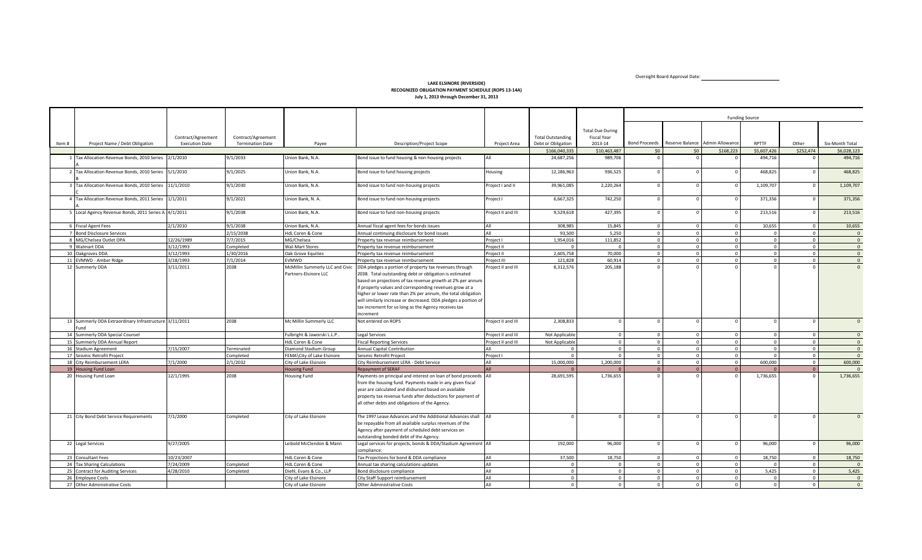Oversight Board Approval Date: ______________________

**LAKE ELSINORE (RIVERSIDE)**
**RECOGNIZED OBLIGATION PAYMENT SCHEDULE (ROPS 13-14A)**
**July 1, 2013 through December 31, 2013**

| Item # | Project Name / Debt Obligation | Contract/Agreement Execution Date | Contract/Agreement Termination Date | Payee | Description/Project Scope | Project Area | Total Outstanding Debt or Obligation | Total Due During Fiscal Year 2013-14 | Funding Source | | | | | Six-Month Total |
|---|---|---|---|---|---|---|---|---|---|---|---|---|---|---|
| | | | | | | | | | Bond Proceeds | Reserve Balance | Admin Allowance | RPTTF | Other | |
| | | | | | | | $166,040,335 | $10,463,487 | $0 | $0 | $168,223 | $5,607,426 | $252,474 | $6,028,123 |
| 1 | Tax Allocation Revenue Bonds, 2010 Series A | 2/1/2010 | 9/1/2033 | Union Bank, N.A. | Bond issue to fund housing & non-housing projects | All | 24,687,256 | 989,706 | 0 | 0 | 0 | 494,716 | 0 | 494,716 |
| 2 | Tax Allocation Revenue Bonds, 2010 Series B | 5/1/2010 | 9/1/2025 | Union Bank, N.A. | Bond issue to fund housing projects | Housing | 12,186,963 | 936,525 | 0 | 0 | 0 | 468,825 | 0 | 468,825 |
| 3 | Tax Allocation Revenue Bonds, 2010 Series C | 11/1/2010 | 9/1/2030 | Union Bank, N.A. | Bond issue to fund non-housing projects | Project I and II | 39,961,085 | 2,220,264 | 0 | 0 | 0 | 1,109,707 | 0 | 1,109,707 |
| 4 | Tax Allocation Revenue Bonds, 2011 Series A | 1/1/2011 | 9/1/2021 | Union Bank, N. A. | Bond issue to fund non-housing projects | Project I | 6,667,325 | 742,250 | 0 | 0 | 0 | 371,356 | 0 | 371,356 |
| 5 | Local Agency Revenue Bonds, 2011 Series A | 4/1/2011 | 9/1/2038 | Union Bank, N.A. | Bond issue to fund non-housing projects | Project II and III | 9,529,618 | 427,395 | 0 | 0 | 0 | 213,516 | 0 | 213,516 |
| 6 | Fiscal Agent Fees | 2/1/2010 | 9/1/2038 | Union Bank, N.A. | Annual fiscal agent fees for bonds issues | All | 308,985 | 15,845 | 0 | 0 | 0 | 10,655 | 0 | 10,655 |
| 7 | Bond Disclosure Services | | 2/15/2038 | HdL Coren & Cone | Annual continuing disclosure for bond issues | All | 93,500 | 5,250 | 0 | 0 | 0 | 0 | 0 | 0 |
| 8 | MG/Chelsea Outlet OPA | 12/26/1989 | 7/7/2015 | MG/Chelsea | Property tax revenue reimbursement | Project I | 1,954,016 | 111,852 | 0 | 0 | 0 | 0 | 0 | 0 |
| 9 | Walmart DDA | 3/12/1993 | Completed | Wal-Mart Stores | Property tax revenue reimbursement | Project II | 0 | 0 | 0 | 0 | 0 | 0 | 0 | 0 |
| 10 | Oakgroves DDA | 3/12/1993 | 1/30/2016 | Oak Grove Equities | Property tax revenue reimbursement | Project II | 2,605,758 | 70,000 | 0 | 0 | 0 | 0 | 0 | 0 |
| 11 | EVMWD - Amber Ridge | 3/18/1993 | 7/1/2014 | EVMWD | Property tax revenue reimbursement | Project III | 121,828 | 60,914 | 0 | 0 | 0 | 0 | 0 | 0 |
| 12 | Summerly DDA | 3/11/2011 | 2038 | McMillin Summerly LLC and Civic Partners-Elsinore LLC | DDA pledges a portion of property tax revenues through 2038. Total outstanding debt or obligation is estimated based on projections of tax revenue growth at 2% per annum. If property values and corresponding revenues grow at a higher or lower rate than 2% per annum, the total obligation will similarly increase or decreased. DDA pledges a portion of tax increment for so long as the Agency receives tax increment | Project II and III | 8,312,576 | 205,188 | 0 | 0 | 0 | 0 | 0 | 0 |
| 13 | Summerly DDA Extraordinary Infrastructure Fund | 3/11/2011 | 2038 | Mc Millin Summerly LLC | Not entered on ROPS | Project II and III | 2,308,833 | 0 | 0 | 0 | 0 | 0 | 0 | 0 |
| 14 | Summerly DDA Special Counsel | | | Fulbright & Jaworski L.L.P.. | Legal Services | Project II and III | Not Applicable | 0 | 0 | 0 | 0 | 0 | 0 | 0 |
| 15 | Summerly DDA Annual Report | | | HdL Coren & Cone | Fiscal Reporting Services | Project II and III | Not Applicable | 0 | 0 | 0 | 0 | 0 | 0 | 0 |
| 16 | Stadium Agreement | 7/15/2007 | Terminated | Diamond Stadium Group | Annual Capital Contribution | All | 0 | 0 | 0 | 0 | 0 | 0 | 0 | 0 |
| 17 | Seismic Retrofit Project | | Completed | FEMA\City of Lake Elsinore | Seismic Retrofit Project | Project I | 0 | 0 | 0 | 0 | 0 | 0 | 0 | 0 |
| 18 | City Reimbursement LERA | 7/1/2000 | 2/1/2032 | City of Lake Elsinore | City Reimbursement LERA - Debt Service | All | 15,000,000 | 1,200,000 | 0 | 0 | 0 | 600,000 | 0 | 600,000 |
| 19 | Housing Fund Loan | | | Housing Fund | Repayment of SERAF | All | 0 | 0 | 0 | 0 | 0 | 0 | 0 | 0 |
| 20 | Housing Fund Loan | 12/1/1995 | 2038 | Housing Fund | Payments on principal and interest on loan of bond proceeds from the housing fund. Payments made in any given fiscal year are calculated and disbursed based on available property tax revenue funds after deductions for payment of all other debts and obligations of the Agency. | All | 28,691,595 | 1,736,655 | 0 | 0 | 0 | 1,736,655 | 0 | 1,736,655 |
| 21 | City Bond Debt Service Requirements | 7/1/2000 | Completed | City of Lake Elsinore | The 1997 Lease Advances and the Additional Advances shall be repayable from all available surplus revenues of the Agency after payment of scheduled debt services on outstanding bonded debt of the Agency. | All | 0 | 0 | 0 | 0 | 0 | 0 | 0 | 0 |
| 22 | Legal Services | 9/27/2005 | | Leibold McClendon & Mann | Legal services for projects, bonds & DDA/Stadium Agreement compliance. | All | 192,000 | 96,000 | 0 | 0 | 0 | 96,000 | 0 | 96,000 |
| 23 | Consultant Fees | 10/23/2007 | | HdL Coren & Cone | Tax Projections for bond & DDA compliance | All | 37,500 | 18,750 | 0 | 0 | 0 | 18,750 | 0 | 18,750 |
| 24 | Tax Sharing Calculations | 7/24/2009 | Completed | HdL Coren & Cone | Annual tax sharing calculations updates | All | 0 | 0 | 0 | 0 | 0 | 0 | 0 | 0 |
| 25 | Contract for Auditing Services | 4/28/2010 | Completed | Diehl, Evans & Co., LLP | Bond disclosure compliance | All | 0 | 0 | 0 | 0 | 0 | 5,425 | 0 | 5,425 |
| 26 | Employee Costs | | | City of Lake Elsinore | City Staff Support reimbursement | All | 0 | 0 | 0 | 0 | 0 | 0 | 0 | 0 |
| 27 | Other Administrative Costs | | | City of Lake Elsinore | Other Administrative Costs | All | 0 | 0 | 0 | 0 | 0 | 0 | 0 | 0 |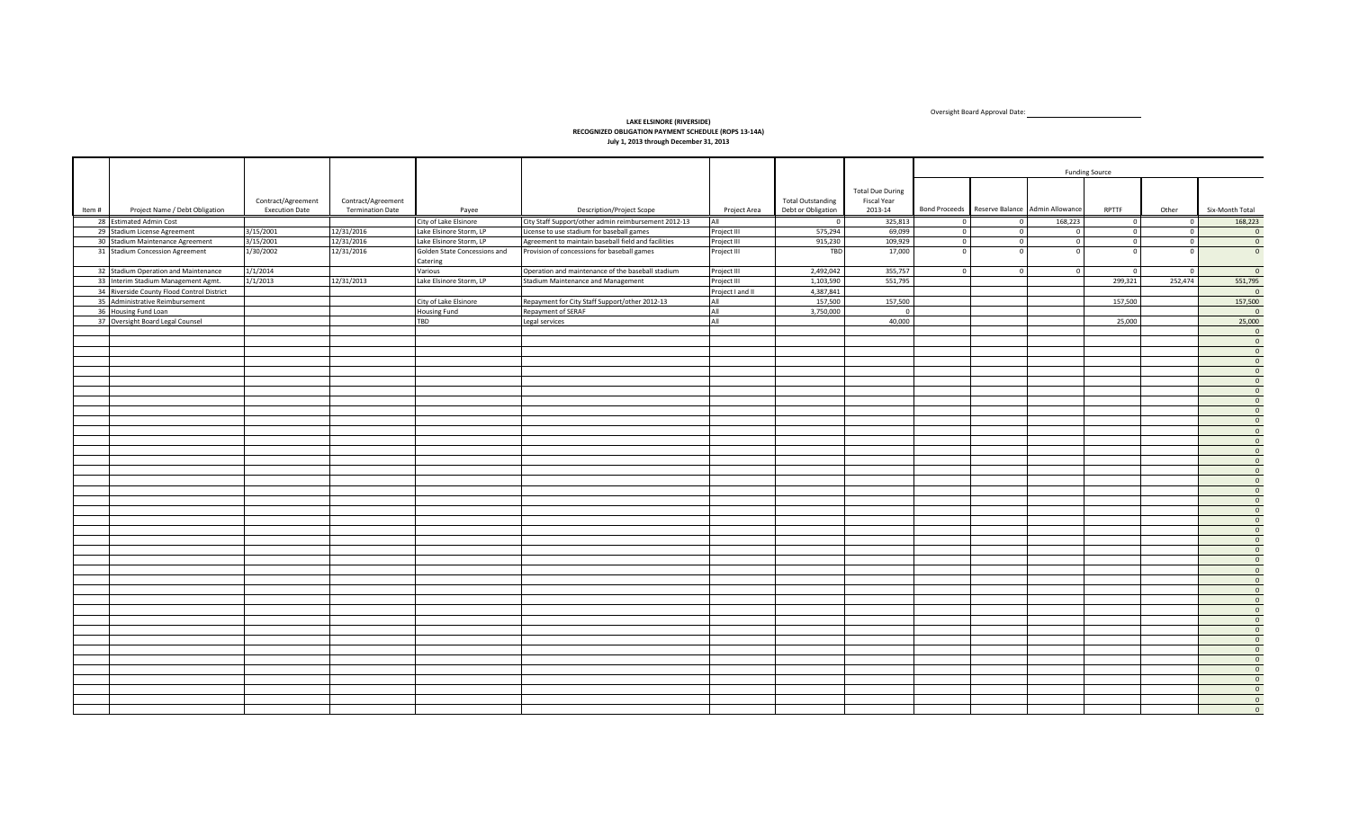Oversight Board Approval Date: ______________________

**LAKE ELSINORE (RIVERSIDE)**
**RECOGNIZED OBLIGATION PAYMENT SCHEDULE (ROPS 13-14A)**
**July 1, 2013 through December 31, 2013**

| | | | | | | | | | Funding Source | | | | | |
|---|---|---|---|---|---|---|---|---|---|---|---|---|---|---|
| Item # | Project Name / Debt Obligation | Contract/Agreement Execution Date | Contract/Agreement Termination Date | Payee | Description/Project Scope | Project Area | Total Outstanding Debt or Obligation | Total Due During Fiscal Year 2013-14 | Bond Proceeds | Reserve Balance | Admin Allowance | RPTTF | Other | Six-Month Total |
| 28 | Estimated Admin Cost | | | City of Lake Elsinore | City Staff Support/other admin reimbursement 2012-13 | All | 0 | 325,813 | 0 | 0 | 168,223 | 0 | 0 | 168,223 |
| 29 | Stadium License Agreement | 3/15/2001 | 12/31/2016 | Lake Elsinore Storm, LP | License to use stadium for baseball games | Project III | 575,294 | 69,099 | 0 | 0 | 0 | 0 | 0 | 0 |
| 30 | Stadium Maintenance Agreement | 3/15/2001 | 12/31/2016 | Lake Elsinore Storm, LP | Agreement to maintain baseball field and facilities | Project III | 915,230 | 109,929 | 0 | 0 | 0 | 0 | 0 | 0 |
| 31 | Stadium Concession Agreement | 1/30/2002 | 12/31/2016 | Golden State Concessions and Catering | Provision of concessions for baseball games | Project III | TBD | 17,000 | 0 | 0 | 0 | 0 | 0 | 0 |
| 32 | Stadium Operation and Maintenance | 1/1/2014 | | Various | Operation and maintenance of the baseball stadium | Project III | 2,492,042 | 355,757 | 0 | 0 | 0 | 0 | 0 | 0 |
| 33 | Interim Stadium Management Agmt. | 1/1/2013 | 12/31/2013 | Lake Elsinore Storm, LP | Stadium Maintenance and Management | Project III | 1,103,590 | 551,795 | | | | 299,321 | 252,474 | 551,795 |
| 34 | Riverside County Flood Control District | | | | | Project I and II | 4,387,841 | | | | | | | 0 |
| 35 | Administrative Reimbursement | | | City of Lake Elsinore | Repayment for City Staff Support/other 2012-13 | All | 157,500 | 157,500 | | | | 157,500 | | 157,500 |
| 36 | Housing Fund Loan | | | Housing Fund | Repayment of SERAF | All | 3,750,000 | 0 | | | | | | 0 |
| 37 | Oversight Board Legal Counsel | | | TBD | Legal services | All | | 40,000 | | | | 25,000 | | 25,000 |
| | | | | | | | | | | | | | | 0 |
| | | | | | | | | | | | | | | 0 |
| | | | | | | | | | | | | | | 0 |
| | | | | | | | | | | | | | | 0 |
| | | | | | | | | | | | | | | 0 |
| | | | | | | | | | | | | | | 0 |
| | | | | | | | | | | | | | | 0 |
| | | | | | | | | | | | | | | 0 |
| | | | | | | | | | | | | | | 0 |
| | | | | | | | | | | | | | | 0 |
| | | | | | | | | | | | | | | 0 |
| | | | | | | | | | | | | | | 0 |
| | | | | | | | | | | | | | | 0 |
| | | | | | | | | | | | | | | 0 |
| | | | | | | | | | | | | | | 0 |
| | | | | | | | | | | | | | | 0 |
| | | | | | | | | | | | | | | 0 |
| | | | | | | | | | | | | | | 0 |
| | | | | | | | | | | | | | | 0 |
| | | | | | | | | | | | | | | 0 |
| | | | | | | | | | | | | | | 0 |
| | | | | | | | | | | | | | | 0 |
| | | | | | | | | | | | | | | 0 |
| | | | | | | | | | | | | | | 0 |
| | | | | | | | | | | | | | | 0 |
| | | | | | | | | | | | | | | 0 |
| | | | | | | | | | | | | | | 0 |
| | | | | | | | | | | | | | | 0 |
| | | | | | | | | | | | | | | 0 |
| | | | | | | | | | | | | | | 0 |
| | | | | | | | | | | | | | | 0 |
| | | | | | | | | | | | | | | 0 |
| | | | | | | | | | | | | | | 0 |
| | | | | | | | | | | | | | | 0 |
| | | | | | | | | | | | | | | 0 |
| | | | | | | | | | | | | | | 0 |
| | | | | | | | | | | | | | | 0 |
| | | | | | | | | | | | | | | 0 |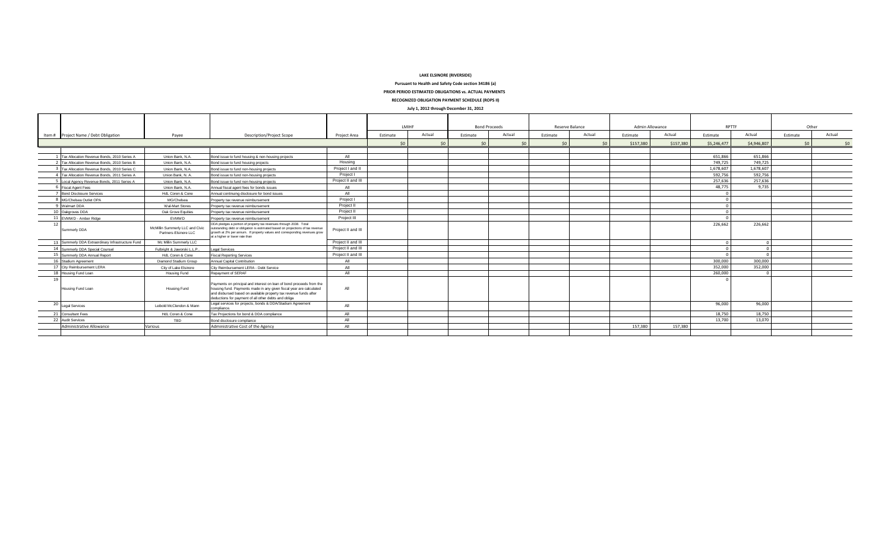**LAKE ELSINORE (RIVERSIDE)**

**Pursuant to Health and Safety Code section 34186 (a)**

**PRIOR PERIOD ESTIMATED OBLIGATIONS vs. ACTUAL PAYMENTS**

**RECOGNIZED OBLIGATION PAYMENT SCHEDULE (ROPS II)**

**July 1, 2012 through December 31, 2012**

| | | | | | LMIHF | | Bond Proceeds | | Reserve Balance | | Admin Allowance | | RPTTF | | Other | |
|---|---|---|---|---|---|---|---|---|---|---|---|---|---|---|---|---|
| Item # | Project Name / Debt Obligation | Payee | Description/Project Scope | Project Area | Estimate | Actual | Estimate | Actual | Estimate | Actual | Estimate | Actual | Estimate | Actual | Estimate | Actual |
| | | | | | $0 | $0 | $0 | $0 | $0 | $0 | $157,380 | $157,380 | $5,246,477 | $4,946,807 | $0 | $0 |
| 1 | Tax Allocation Revenue Bonds, 2010 Series A | Union Bank, N.A. | Bond issue to fund housing & non-housing projects | All | | | | | | | | | 651,866 | 651,866 | | |
| 2 | Tax Allocation Revenue Bonds, 2010 Series B | Union Bank, N.A. | Bond issue to fund housing projects | Housing | | | | | | | | | 749,725 | 749,725 | | |
| 3 | Tax Allocation Revenue Bonds, 2010 Series C | Union Bank, N.A. | Bond issue to fund non-housing projects | Project I and II | | | | | | | | | 1,678,607 | 1,678,607 | | |
| 4 | Tax Allocation Revenue Bonds, 2011 Series A | Union Bank, N. A. | Bond issue to fund non-housing projects | Project I | | | | | | | | | 592,756 | 592,756 | | |
| 5 | Local Agency Revenue Bonds, 2011 Series A | Union Bank, N.A. | Bond issue to fund non-housing projects | Project II and III | | | | | | | | | 257,636 | 257,636 | | |
| 6 | Fiscal Agent Fees | Union Bank, N.A. | Annual fiscal agent fees for bonds issues | All | | | | | | | | | 48,775 | 9,735 | | |
| 7 | Bond Disclosure Services | HdL Coren & Cone | Annual continuing disclosure for bond issues | All | | | | | | | | | 0 | | | |
| 8 | MG/Chelsea Outlet OPA | MG/Chelsea | Property tax revenue reimbursement | Project I | | | | | | | | | 0 | | | |
| 9 | Walmart DDA | Wal-Mart Stores | Property tax revenue reimbursement | Project II | | | | | | | | | 0 | | | |
| 10 | Oakgroves DDA | Oak Grove Equities | Property tax revenue reimbursement | Project II | | | | | | | | | 0 | | | |
| 11 | EVMWD - Amber Ridge | EVMWD | Property tax revenue reimbursement | Project III | | | | | | | | | 0 | | | |
| 12 | Summerly DDA | McMillin Summerly LLC and Civic Partners-Elsinore LLC | DDA pledges a portion of property tax revenues through 2038. Total outstanding debt or obligation is estimated based on projections of tax revenue growth at 2% per annum. If property values and corresponding revenues grow at a higher or lower rate than | Project II and III | | | | | | | | | 226,662 | 226,662 | | |
| 13 | Summerly DDA Extraordinary Infrastructure Fund | Mc Millin Summerly LLC | | Project II and III | | | | | | | | | 0 | 0 | | |
| 14 | Summerly DDA Special Counsel | Fulbright & Jaworski L.L.P. | Legal Services | Project II and III | | | | | | | | | 0 | 0 | | |
| 15 | Summerly DDA Annual Report | HdL Coren & Cone | Fiscal Reporting Services | Project II and III | | | | | | | | | 0 | 0 | | |
| 16 | Stadium Agreement | Diamond Stadium Group | Annual Capital Contribution | All | | | | | | | | | 300,000 | 300,000 | | |
| 17 | City Reimbursement LERA | City of Lake Elsinore | City Reimbursement LERA - Debt Service | All | | | | | | | | | 352,000 | 352,000 | | |
| 18 | Housing Fund Loan | Housing Fund | Repayment of SERAF | All | | | | | | | | | 260,000 | 0 | | |
| 19 | Housing Fund Loan | Housing Fund | Payments on principal and interest on loan of bond proceeds from the housing fund. Payments made in any given fiscal year are calculated and disbursed based on available property tax revenue funds after deductions for payment of all other debts and obliga | All | | | | | | | | | 0 | | | |
| 20 | Legal Services | Leibold McClendon & Mann | Legal services for projects, bonds & DDA/Stadium Agreement compliance. | All | | | | | | | | | 96,000 | 96,000 | | |
| 21 | Consultant Fees | HdL Coren & Cone | Tax Projections for bond & DDA compliance | All | | | | | | | | | 18,750 | 18,750 | | |
| 22 | Audit Services | TBD | Bond disclosure compliance | All | | | | | | | | | 13,700 | 13,070 | | |
| | Administrative Allowance | Various | Administrative Cost of the Agency | All | | | | | | | 157,380 | 157,380 | | | | |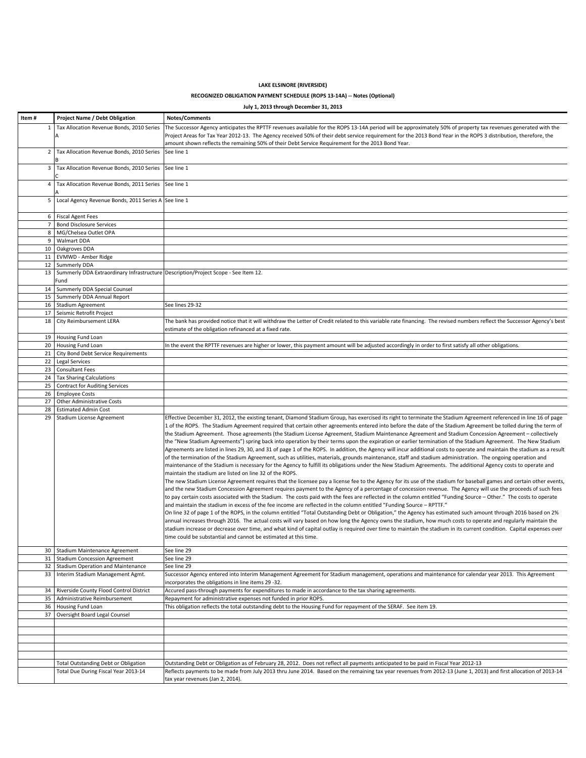**LAKE ELSINORE (RIVERSIDE)**

**RECOGNIZED OBLIGATION PAYMENT SCHEDULE (ROPS 13-14A) -- Notes (Optional)**

**July 1, 2013 through December 31, 2013**

| Item # | Project Name / Debt Obligation | Notes/Comments |
|---|---|---|
| 1 | Tax Allocation Revenue Bonds, 2010 Series A | The Successor Agency anticipates the RPTTF revenues available for the ROPS 13-14A period will be approximately 50% of property tax revenues generated with the Project Areas for Tax Year 2012-13. The Agency received 50% of their debt service requirement for the 2013 Bond Year in the ROPS 3 distribution, therefore, the amount shown reflects the remaining 50% of their Debt Service Requirement for the 2013 Bond Year. |
| 2 | Tax Allocation Revenue Bonds, 2010 Series B | See line 1 |
| 3 | Tax Allocation Revenue Bonds, 2010 Series C | See line 1 |
| 4 | Tax Allocation Revenue Bonds, 2011 Series A | See line 1 |
| 5 | Local Agency Revenue Bonds, 2011 Series A | See line 1 |
| 6 | Fiscal Agent Fees | |
| 7 | Bond Disclosure Services | |
| 8 | MG/Chelsea Outlet OPA | |
| 9 | Walmart DDA | |
| 10 | Oakgroves DDA | |
| 11 | EVMWD - Amber Ridge | |
| 12 | Summerly DDA | |
| 13 | Summerly DDA Extraordinary Infrastructure Fund | Description/Project Scope - See Item 12. |
| 14 | Summerly DDA Special Counsel | |
| 15 | Summerly DDA Annual Report | |
| 16 | Stadium Agreement | See lines 29-32 |
| 17 | Seismic Retrofit Project | |
| 18 | City Reimbursement LERA | The bank has provided notice that it will withdraw the Letter of Credit related to this variable rate financing. The revised numbers reflect the Successor Agency's best estimate of the obligation refinanced at a fixed rate. |
| 19 | Housing Fund Loan | |
| 20 | Housing Fund Loan | In the event the RPTTF revenues are higher or lower, this payment amount will be adjusted accordingly in order to first satisfy all other obligations. |
| 21 | City Bond Debt Service Requirements | |
| 22 | Legal Services | |
| 23 | Consultant Fees | |
| 24 | Tax Sharing Calculations | |
| 25 | Contract for Auditing Services | |
| 26 | Employee Costs | |
| 27 | Other Administrative Costs | |
| 28 | Estimated Admin Cost | |
| 29 | Stadium License Agreement | Effective December 31, 2012, the existing tenant, Diamond Stadium Group, has exercised its right to terminate the Stadium Agreement referenced in line 16 of page 1 of the ROPS. The Stadium Agreement required that certain other agreements entered into before the date of the Stadium Agreement be tolled during the term of the Stadium Agreement. Those agreements (the Stadium License Agreement, Stadium Maintenance Agreement and Stadium Concession Agreement – collectively the "New Stadium Agreements") spring back into operation by their terms upon the expiration or earlier termination of the Stadium Agreement. The New Stadium Agreements are listed in lines 29, 30, and 31 of page 1 of the ROPS. In addition, the Agency will incur additional costs to operate and maintain the stadium as a result of the termination of the Stadium Agreement, such as utilities, materials, grounds maintenance, staff and stadium administration. The ongoing operation and maintenance of the Stadium is necessary for the Agency to fulfill its obligations under the New Stadium Agreements. The additional Agency costs to operate and maintain the stadium are listed on line 32 of the ROPS.<br>The new Stadium License Agreement requires that the licensee pay a license fee to the Agency for its use of the stadium for baseball games and certain other events, and the new Stadium Concession Agreement requires payment to the Agency of a percentage of concession revenue. The Agency will use the proceeds of such fees to pay certain costs associated with the Stadium. The costs paid with the fees are reflected in the column entitled "Funding Source – Other." The costs to operate and maintain the stadium in excess of the fee income are reflected in the column entitled "Funding Source – RPTTF."<br>On line 32 of page 1 of the ROPS, in the column entitled "Total Outstanding Debt or Obligation," the Agency has estimated such amount through 2016 based on 2% annual increases through 2016. The actual costs will vary based on how long the Agency owns the stadium, how much costs to operate and regularly maintain the stadium increase or decrease over time, and what kind of capital outlay is required over time to maintain the stadium in its current condition. Capital expenses over time could be substantial and cannot be estimated at this time. |
| 30 | Stadium Maintenance Agreement | See line 29 |
| 31 | Stadium Concession Agreement | See line 29 |
| 32 | Stadium Operation and Maintenance | See line 29 |
| 33 | Interim Stadium Management Agmt. | Successor Agency entered into Interim Management Agreement for Stadium management, operations and maintenance for calendar year 2013. This Agreement incorporates the obligations in line items 29 -32. |
| 34 | Riverside County Flood Control District | Accured pass-through payments for expenditures to made in accordance to the tax sharing agreements. |
| 35 | Administrative Reimbursement | Repayment for administrative expenses not funded in prior ROPS. |
| 36 | Housing Fund Loan | This obligation reflects the total outstanding debt to the Housing Fund for repayment of the SERAF. See item 19. |
| 37 | Oversight Board Legal Counsel | |
| | | |
| | | |
| | | |
| | | |
| | | |
| | Total Outstanding Debt or Obligation | Outstanding Debt or Obligation as of February 28, 2012. Does not reflect all payments anticipated to be paid in Fiscal Year 2012-13 |
| | Total Due During Fiscal Year 2013-14 | Reflects payments to be made from July 2013 thru June 2014. Based on the remaining tax year revenues from 2012-13 (June 1, 2013) and first allocation of 2013-14 tax year revenues (Jan 2, 2014). |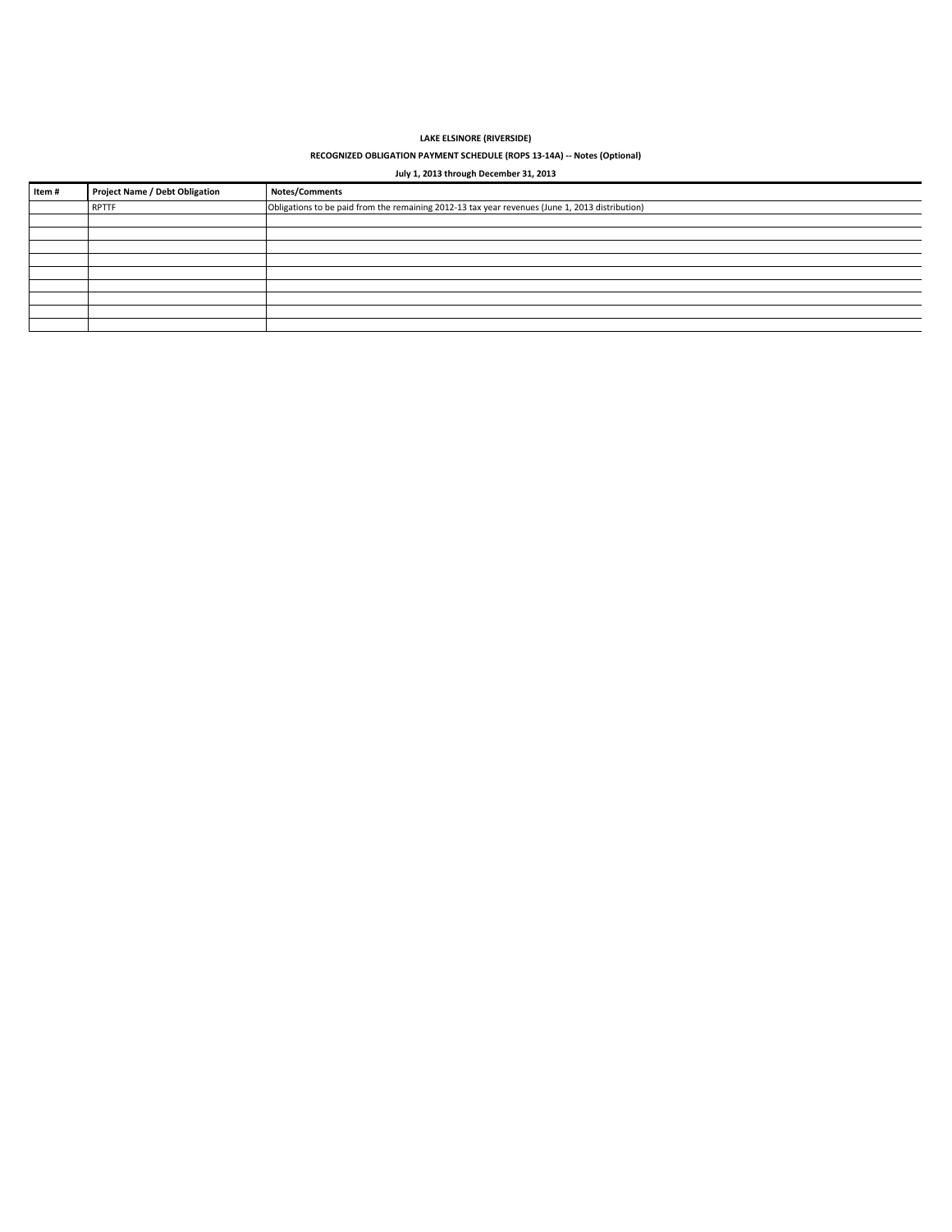**LAKE ELSINORE (RIVERSIDE)**

**RECOGNIZED OBLIGATION PAYMENT SCHEDULE (ROPS 13-14A) -- Notes (Optional)**

**July 1, 2013 through December 31, 2013**

| Item # | Project Name / Debt Obligation | Notes/Comments |
| --- | --- | --- |
| | RPTTF | Obligations to be paid from the remaining 2012-13 tax year revenues (June 1, 2013 distribution) |
| | | |
| | | |
| | | |
| | | |
| | | |
| | | |
| | | |
| | | |
| | | |